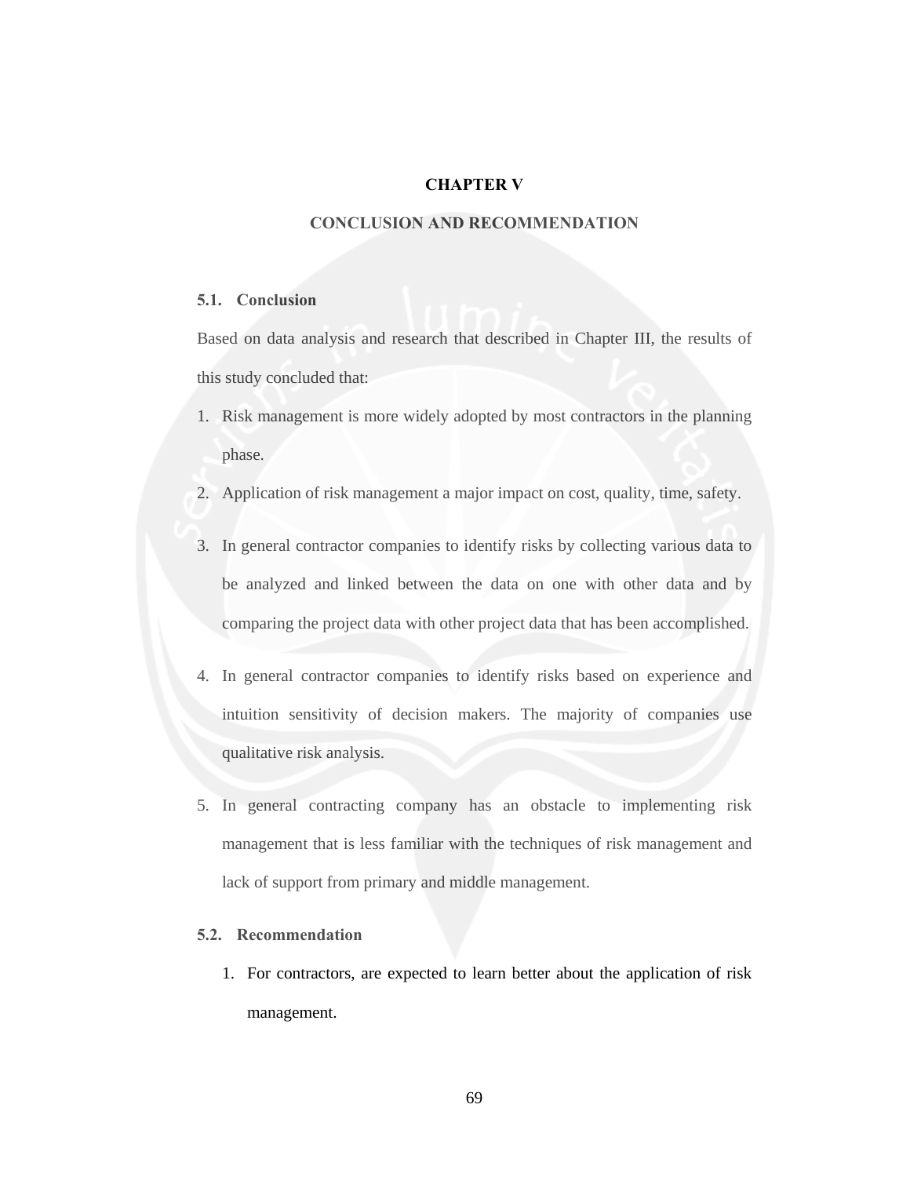# CHAPTER V

# CONCLUSION AND RECOMMENDATION

## 5.1. Conclusion

Based on data analysis and research that described in Chapter III, the results of this study concluded that:

1. Risk management is more widely adopted by most contractors in the planning phase.
2. Application of risk management a major impact on cost, quality, time, safety.
3. In general contractor companies to identify risks by collecting various data to be analyzed and linked between the data on one with other data and by comparing the project data with other project data that has been accomplished.
4. In general contractor companies to identify risks based on experience and intuition sensitivity of decision makers. The majority of companies use qualitative risk analysis.
5. In general contracting company has an obstacle to implementing risk management that is less familiar with the techniques of risk management and lack of support from primary and middle management.

## 5.2. Recommendation

1. For contractors, are expected to learn better about the application of risk management.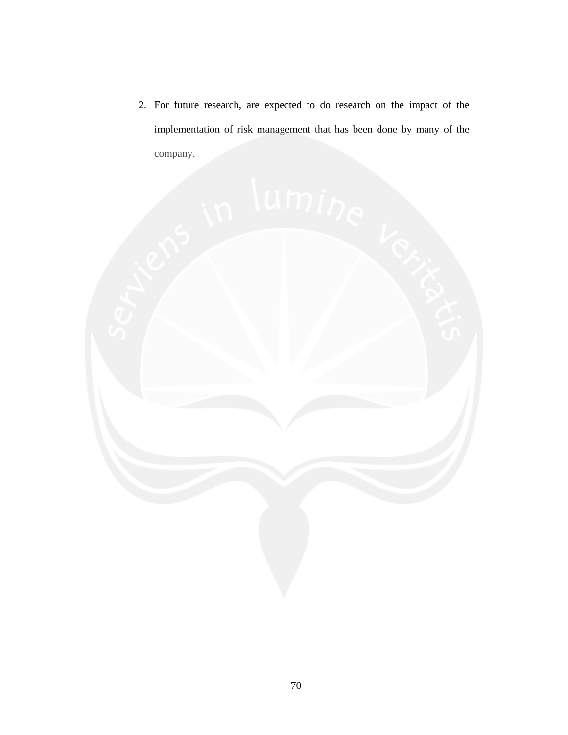2. For future research, are expected to do research on the impact of the implementation of risk management that has been done by many of the company.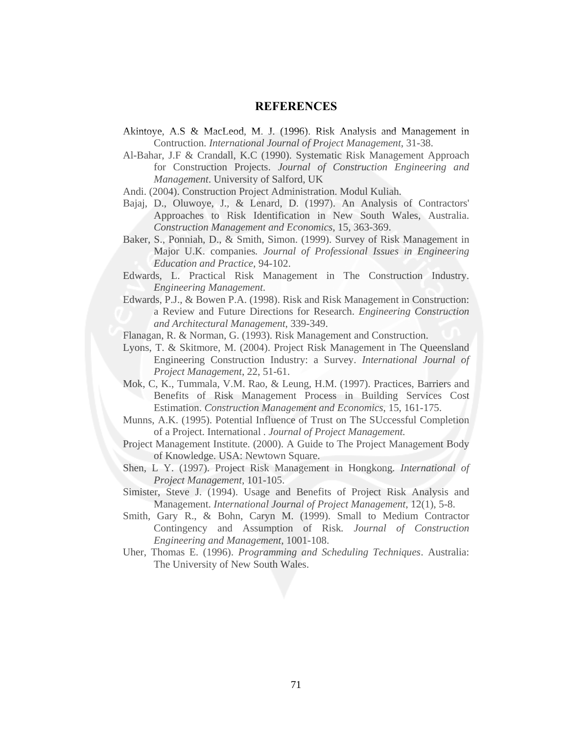# REFERENCES

Akintoye, A.S & MacLeod, M. J. (1996). Risk Analysis and Management in Contruction. *International Journal of Project Management*, 31-38.

Al-Bahar, J.F & Crandall, K.C (1990). Systematic Risk Management Approach for Construction Projects. *Journal of Construction Engineering and Management*. University of Salford, UK

Andi. (2004). Construction Project Administration. Modul Kuliah.

Bajaj, D., Oluwoye, J., & Lenard, D. (1997). An Analysis of Contractors' Approaches to Risk Identification in New South Wales, Australia. *Construction Management and Economics*, 15, 363-369.

Baker, S., Ponniah, D., & Smith, Simon. (1999). Survey of Risk Management in Major U.K. companies*. Journal of Professional Issues in Engineering Education and Practice*, 94-102.

Edwards, L. Practical Risk Management in The Construction Industry. *Engineering Management.*

Edwards, P.J., & Bowen P.A. (1998). Risk and Risk Management in Construction: a Review and Future Directions for Research. *Engineering Construction and Architectural Management*, 339-349.

Flanagan, R. & Norman, G. (1993). Risk Management and Construction.

Lyons, T. & Skitmore, M. (2004). Project Risk Management in The Queensland Engineering Construction Industry: a Survey. *International Journal of Project Management*, 22, 51-61.

Mok, C, K., Tummala, V.M. Rao, & Leung, H.M. (1997). Practices, Barriers and Benefits of Risk Management Process in Building Services Cost Estimation. *Construction Management and Economics*, 15, 161-175.

Munns, A.K. (1995). Potential Influence of Trust on The SUccessful Completion of a Project. International . *Journal of Project Management.*

Project Management Institute. (2000). A Guide to The Project Management Body of Knowledge. USA: Newtown Square.

Shen, L Y. (1997). Project Risk Management in Hongkong*. International of Project Management*, 101-105.

Simister, Steve J. (1994). Usage and Benefits of Project Risk Analysis and Management. *International Journal of Project Management*, 12(1), 5-8.

Smith, Gary R., & Bohn, Caryn M. (1999). Small to Medium Contractor Contingency and Assumption of Risk. *Journal of Construction Engineering and Management*, 1001-108.

Uher, Thomas E. (1996). *Programming and Scheduling Techniques*. Australia: The University of New South Wales.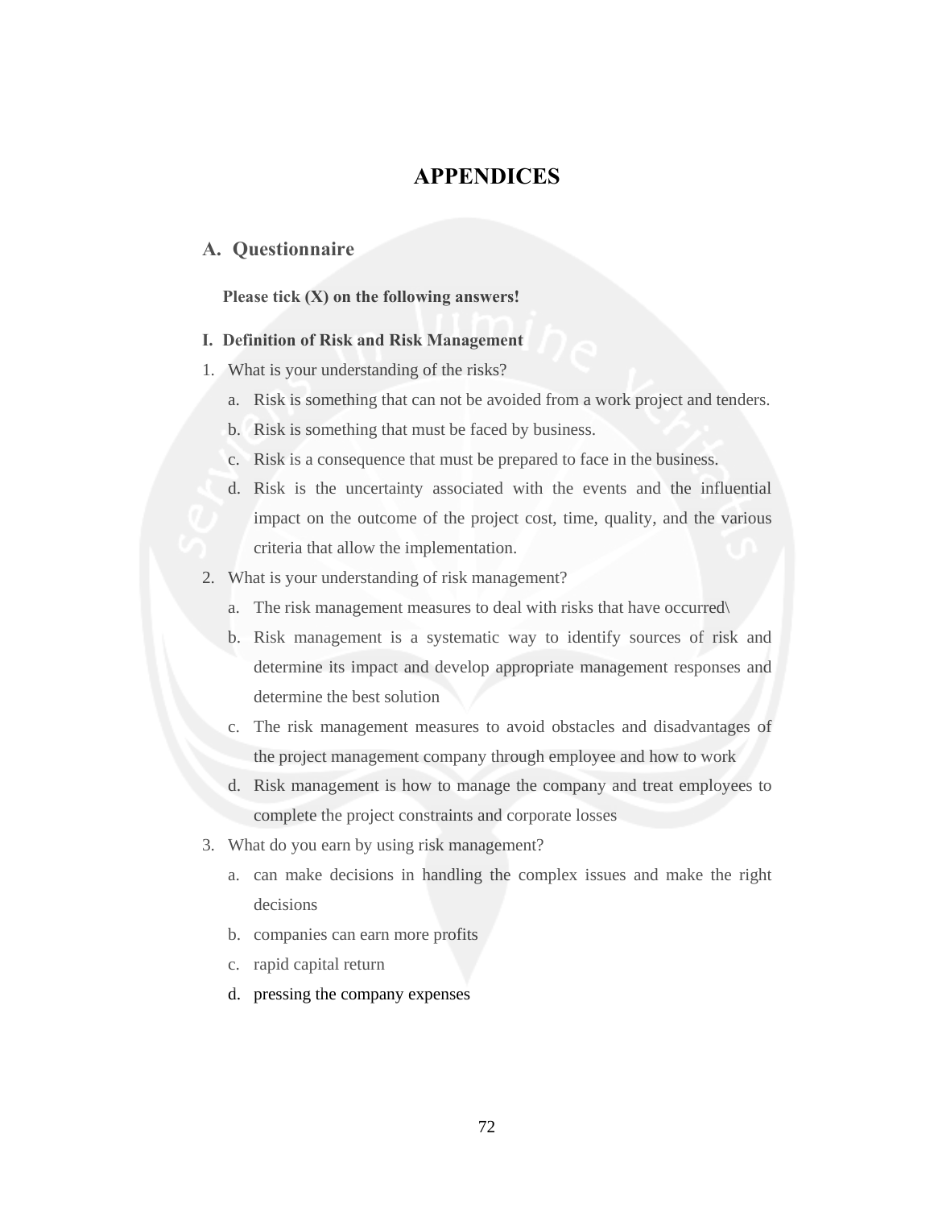# APPENDICES

## A. Questionnaire

**Please tick (X) on the following answers!**

**I. Definition of Risk and Risk Management**

1. What is your understanding of the risks?
   a. Risk is something that can not be avoided from a work project and tenders.
   b. Risk is something that must be faced by business.
   c. Risk is a consequence that must be prepared to face in the business.
   d. Risk is the uncertainty associated with the events and the influential impact on the outcome of the project cost, time, quality, and the various criteria that allow the implementation.
2. What is your understanding of risk management?
   a. The risk management measures to deal with risks that have occurred\
   b. Risk management is a systematic way to identify sources of risk and determine its impact and develop appropriate management responses and determine the best solution
   c. The risk management measures to avoid obstacles and disadvantages of the project management company through employee and how to work
   d. Risk management is how to manage the company and treat employees to complete the project constraints and corporate losses
3. What do you earn by using risk management?
   a. can make decisions in handling the complex issues and make the right decisions
   b. companies can earn more profits
   c. rapid capital return
   d. pressing the company expenses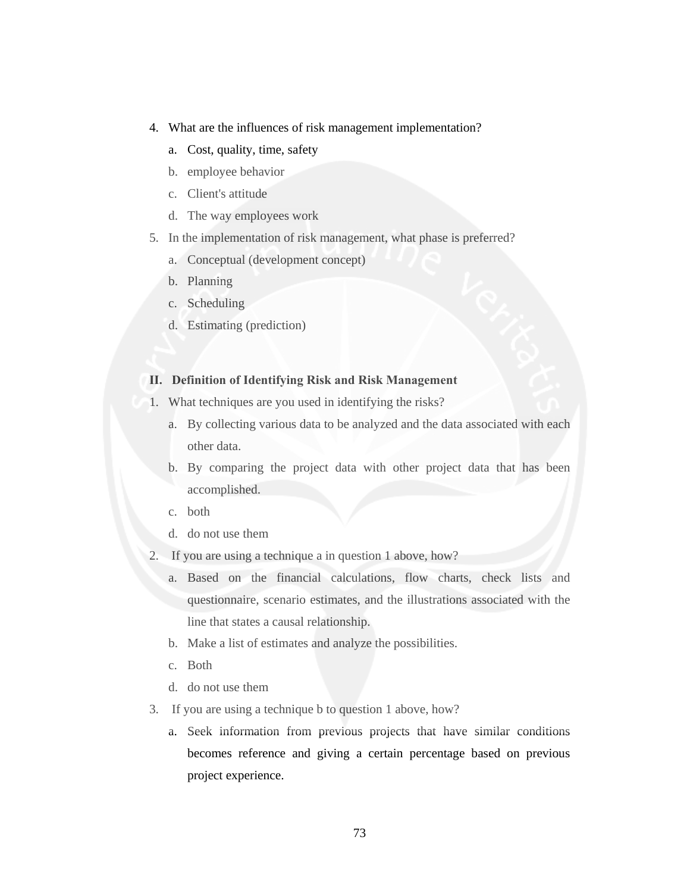4. What are the influences of risk management implementation?
    a. Cost, quality, time, safety
    b. employee behavior
    c. Client's attitude
    d. The way employees work
5. In the implementation of risk management, what phase is preferred?
    a. Conceptual (development concept)
    b. Planning
    c. Scheduling
    d. Estimating (prediction)

**II. Definition of Identifying Risk and Risk Management**

1. What techniques are you used in identifying the risks?
    a. By collecting various data to be analyzed and the data associated with each other data.
    b. By comparing the project data with other project data that has been accomplished.
    c. both
    d. do not use them
2. If you are using a technique a in question 1 above, how?
    a. Based on the financial calculations, flow charts, check lists and questionnaire, scenario estimates, and the illustrations associated with the line that states a causal relationship.
    b. Make a list of estimates and analyze the possibilities.
    c. Both
    d. do not use them
3. If you are using a technique b to question 1 above, how?
    a. Seek information from previous projects that have similar conditions becomes reference and giving a certain percentage based on previous project experience.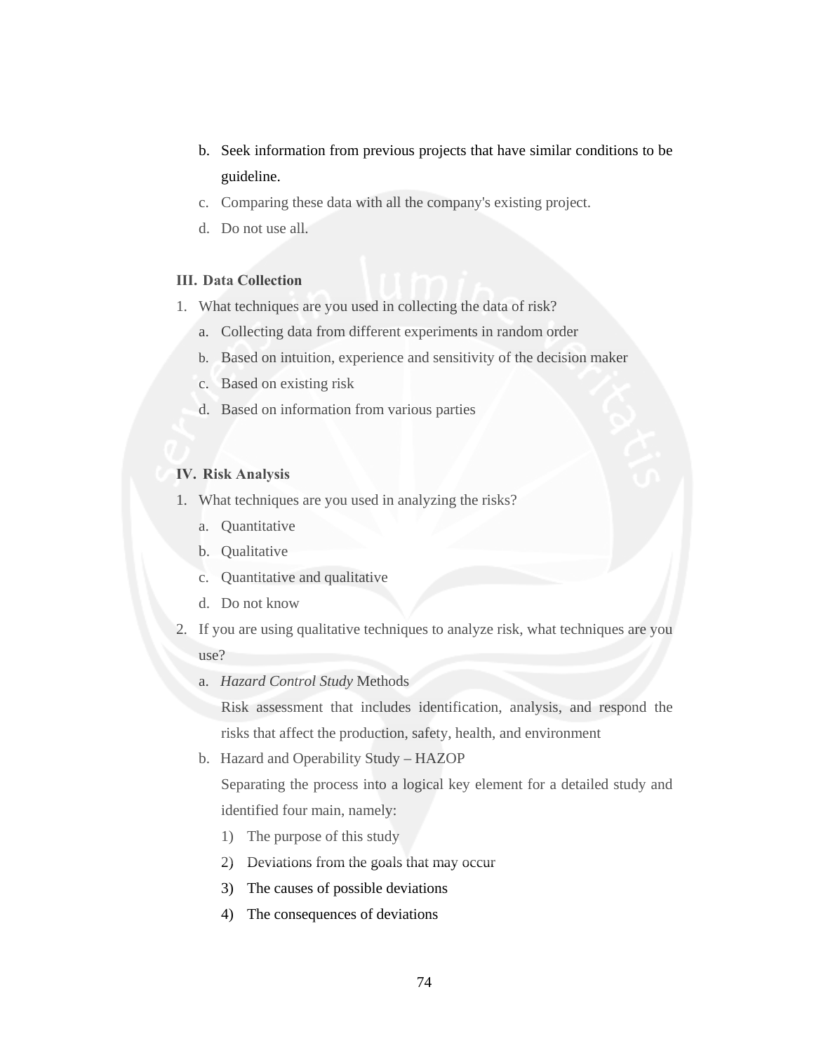b. Seek information from previous projects that have similar conditions to be guideline.
c. Comparing these data with all the company's existing project.
d. Do not use all.

**III. Data Collection**

1. What techniques are you used in collecting the data of risk?
   a. Collecting data from different experiments in random order
   b. Based on intuition, experience and sensitivity of the decision maker
   c. Based on existing risk
   d. Based on information from various parties

**IV. Risk Analysis**

1. What techniques are you used in analyzing the risks?
   a. Quantitative
   b. Qualitative
   c. Quantitative and qualitative
   d. Do not know
2. If you are using qualitative techniques to analyze risk, what techniques are you use?
   a. *Hazard Control Study* Methods
   
      Risk assessment that includes identification, analysis, and respond the risks that affect the production, safety, health, and environment
   b. Hazard and Operability Study – HAZOP
   
      Separating the process into a logical key element for a detailed study and identified four main, namely:
      1) The purpose of this study
      2) Deviations from the goals that may occur
      3) The causes of possible deviations
      4) The consequences of deviations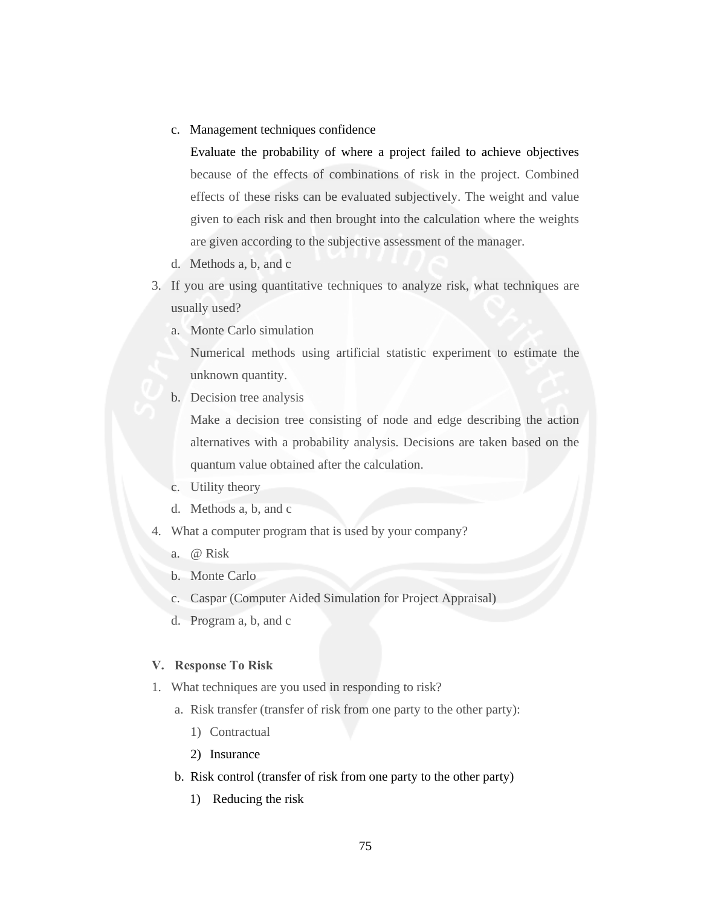c. Management techniques confidence

   Evaluate the probability of where a project failed to achieve objectives because of the effects of combinations of risk in the project. Combined effects of these risks can be evaluated subjectively. The weight and value given to each risk and then brought into the calculation where the weights are given according to the subjective assessment of the manager.

d. Methods a, b, and c

3. If you are using quantitative techniques to analyze risk, what techniques are usually used?
   a. Monte Carlo simulation

      Numerical methods using artificial statistic experiment to estimate the unknown quantity.

   b. Decision tree analysis

      Make a decision tree consisting of node and edge describing the action alternatives with a probability analysis. Decisions are taken based on the quantum value obtained after the calculation.

   c. Utility theory
   d. Methods a, b, and c
4. What a computer program that is used by your company?
   a. @ Risk
   b. Monte Carlo
   c. Caspar (Computer Aided Simulation for Project Appraisal)
   d. Program a, b, and c

**V. Response To Risk**

1. What techniques are you used in responding to risk?
   a. Risk transfer (transfer of risk from one party to the other party):
      1) Contractual
      2) Insurance
   b. Risk control (transfer of risk from one party to the other party)
      1) Reducing the risk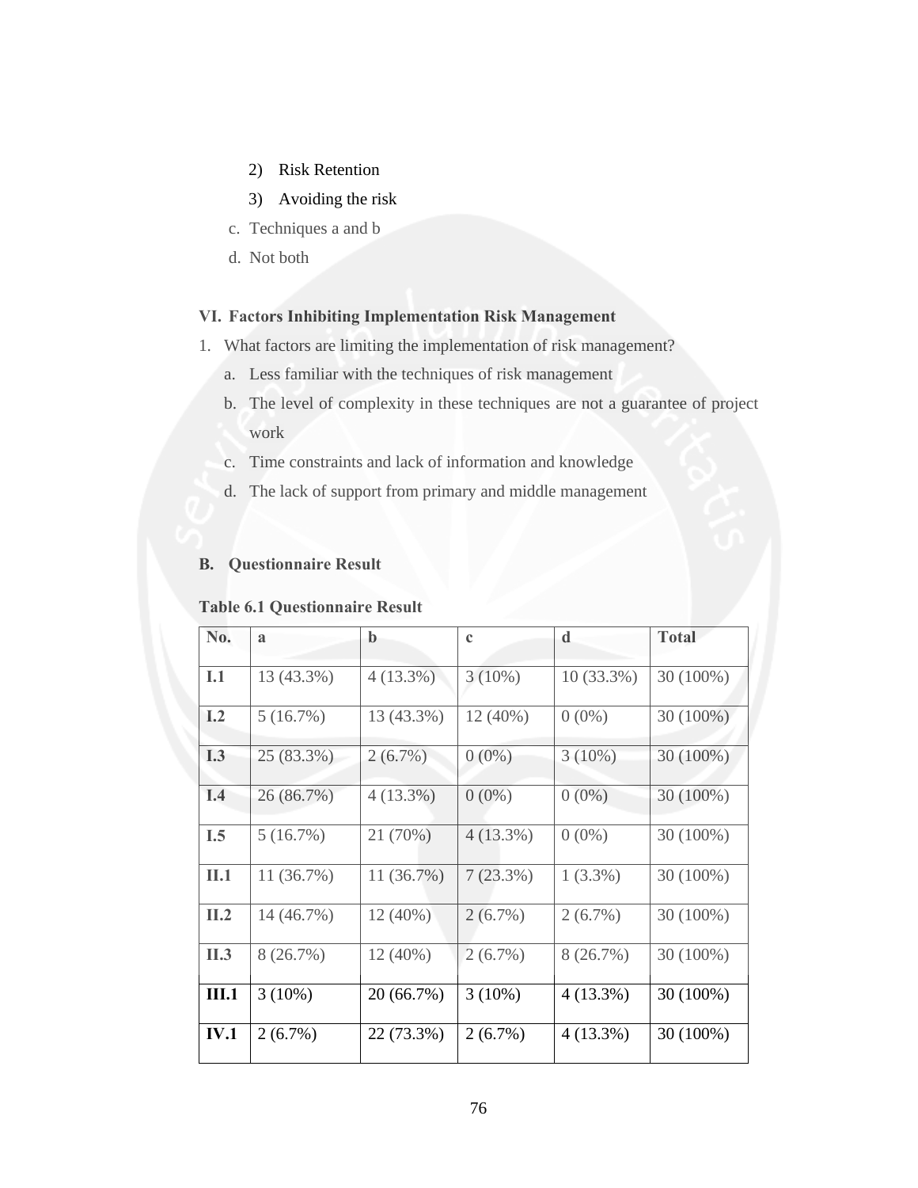2) Risk Retention

3) Avoiding the risk

c. Techniques a and b

d. Not both

**VI. Factors Inhibiting Implementation Risk Management**

1. What factors are limiting the implementation of risk management?
   a. Less familiar with the techniques of risk management
   b. The level of complexity in these techniques are not a guarantee of project work
   c. Time constraints and lack of information and knowledge
   d. The lack of support from primary and middle management

## B. Questionnaire Result

**Table 6.1 Questionnaire Result**

| No. | a | b | c | d | Total |
|---|---|---|---|---|---|
| **I.1** | 13 (43.3%) | 4 (13.3%) | 3 (10%) | 10 (33.3%) | 30 (100%) |
| **I.2** | 5 (16.7%) | 13 (43.3%) | 12 (40%) | 0 (0%) | 30 (100%) |
| **I.3** | 25 (83.3%) | 2 (6.7%) | 0 (0%) | 3 (10%) | 30 (100%) |
| **I.4** | 26 (86.7%) | 4 (13.3%) | 0 (0%) | 0 (0%) | 30 (100%) |
| **I.5** | 5 (16.7%) | 21 (70%) | 4 (13.3%) | 0 (0%) | 30 (100%) |
| **II.1** | 11 (36.7%) | 11 (36.7%) | 7 (23.3%) | 1 (3.3%) | 30 (100%) |
| **II.2** | 14 (46.7%) | 12 (40%) | 2 (6.7%) | 2 (6.7%) | 30 (100%) |
| **II.3** | 8 (26.7%) | 12 (40%) | 2 (6.7%) | 8 (26.7%) | 30 (100%) |
| **III.1** | 3 (10%) | 20 (66.7%) | 3 (10%) | 4 (13.3%) | 30 (100%) |
| **IV.1** | 2 (6.7%) | 22 (73.3%) | 2 (6.7%) | 4 (13.3%) | 30 (100%) |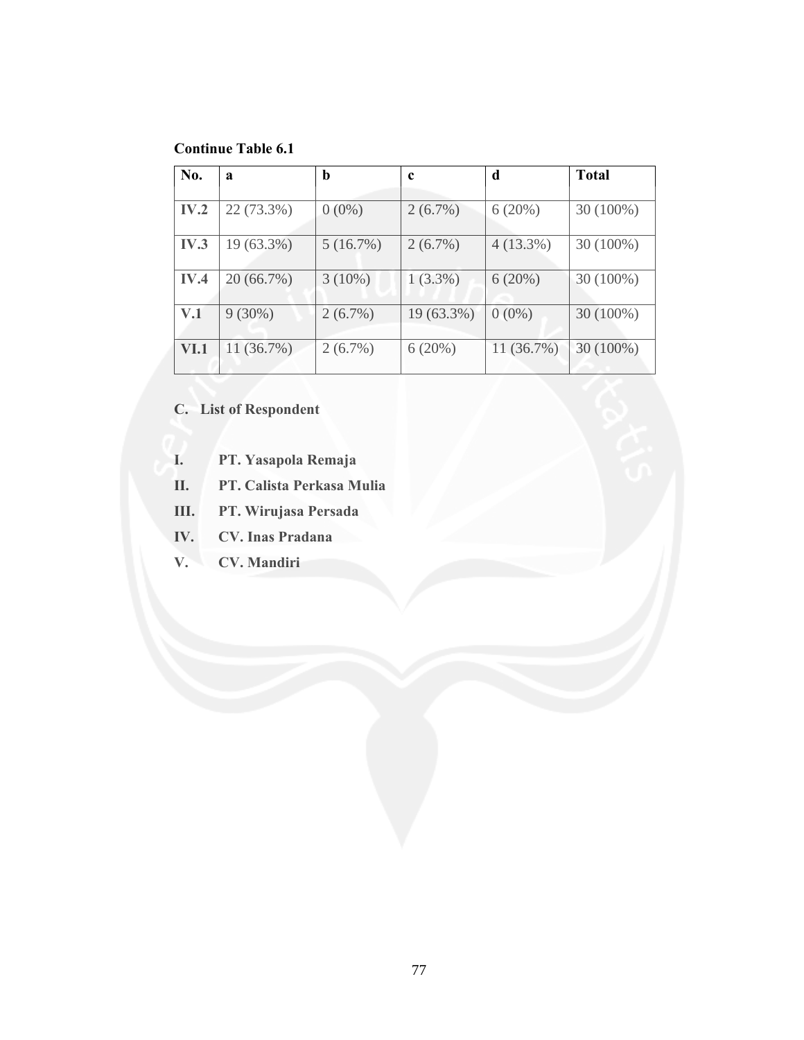**Continue Table 6.1**

| No. | a | b | c | d | Total |
|---|---|---|---|---|---|
| **IV.2** | 22 (73.3%) | 0 (0%) | 2 (6.7%) | 6 (20%) | 30 (100%) |
| **IV.3** | 19 (63.3%) | 5 (16.7%) | 2 (6.7%) | 4 (13.3%) | 30 (100%) |
| **IV.4** | 20 (66.7%) | 3 (10%) | 1 (3.3%) | 6 (20%) | 30 (100%) |
| **V.1** | 9 (30%) | 2 (6.7%) | 19 (63.3%) | 0 (0%) | 30 (100%) |
| **VI.1** | 11 (36.7%) | 2 (6.7%) | 6 (20%) | 11 (36.7%) | 30 (100%) |

## C. List of Respondent

**I. PT. Yasapola Remaja**
**II. PT. Calista Perkasa Mulia**
**III. PT. Wirujasa Persada**
**IV. CV. Inas Pradana**
**V. CV. Mandiri**